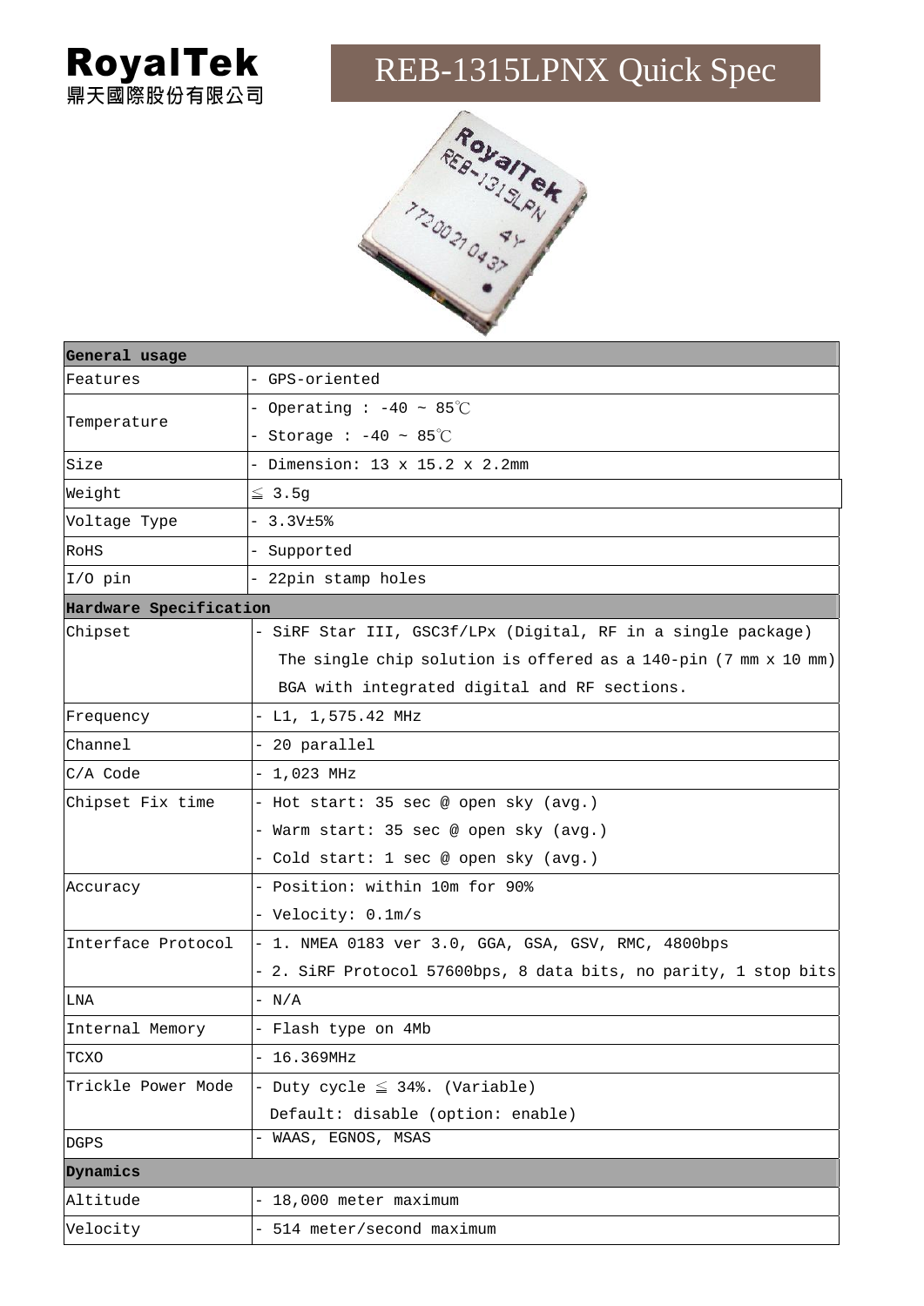RoyalTek
鼎天國際股份有限公司

# REB-1315LPNX Quick Spec

| | |
|---|---|
| **General usage** | |
| Features | - GPS-oriented |
| Temperature | - Operating : -40 ~ 85℃<br>- Storage : -40 ~ 85℃ |
| Size | - Dimension: 13 x 15.2 x 2.2mm |
| Weight | ≦ 3.5g |
| Voltage Type | - 3.3V±5% |
| RoHS | - Supported |
| I/O pin | - 22pin stamp holes |
| **Hardware Specification** | |
| Chipset | - SiRF Star III, GSC3f/LPx (Digital, RF in a single package)<br>The single chip solution is offered as a 140-pin (7 mm x 10 mm) BGA with integrated digital and RF sections. |
| Frequency | - L1, 1,575.42 MHz |
| Channel | - 20 parallel |
| C/A Code | - 1,023 MHz |
| Chipset Fix time | - Hot start: 35 sec @ open sky (avg.)<br>- Warm start: 35 sec @ open sky (avg.)<br>- Cold start: 1 sec @ open sky (avg.) |
| Accuracy | - Position: within 10m for 90%<br>- Velocity: 0.1m/s |
| Interface Protocol | - 1. NMEA 0183 ver 3.0, GGA, GSA, GSV, RMC, 4800bps<br>- 2. SiRF Protocol 57600bps, 8 data bits, no parity, 1 stop bits |
| LNA | - N/A |
| Internal Memory | - Flash type on 4Mb |
| TCXO | - 16.369MHz |
| Trickle Power Mode | - Duty cycle ≦ 34%. (Variable)<br>Default: disable (option: enable) |
| DGPS | - WAAS, EGNOS, MSAS |
| **Dynamics** | |
| Altitude | - 18,000 meter maximum |
| Velocity | - 514 meter/second maximum |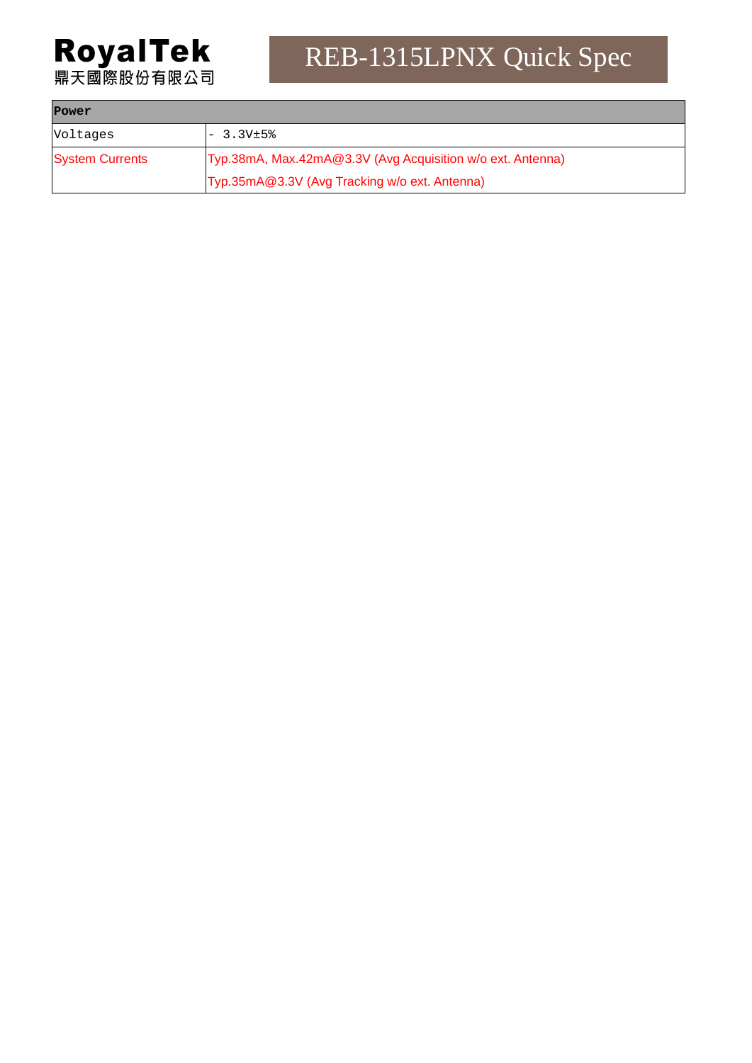RoyalTek
鼎天國際股份有限公司

# REB-1315LPNX Quick Spec

| Power | |
|---|---|
| Voltages | - 3.3V±5% |
| System Currents | Typ.38mA, Max.42mA@3.3V (Avg Acquisition w/o ext. Antenna)<br>Typ.35mA@3.3V (Avg Tracking w/o ext. Antenna) |